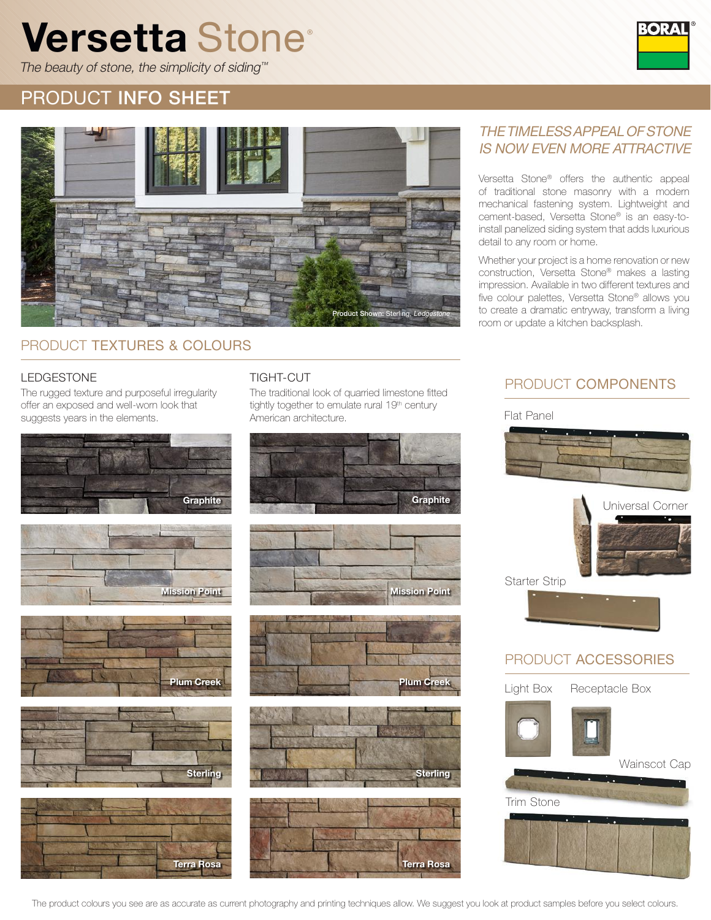# Versetta Stone®

*The beauty of stone, the simplicity of siding™*

BORAL®

## PRODUCT INFO SHEET

Product Shown: Sterling, *Ledgestone*

### *THE TIMELESS APPEAL OF STONE IS NOW EVEN MORE ATTRACTIVE*

Versetta Stone® offers the authentic appeal of traditional stone masonry with a modern mechanical fastening system. Lightweight and cement-based, Versetta Stone® is an easy-to-install panelized siding system that adds luxurious detail to any room or home.

Whether your project is a home renovation or new construction, Versetta Stone® makes a lasting impression. Available in two different textures and five colour palettes, Versetta Stone® allows you to create a dramatic entryway, transform a living room or update a kitchen backsplash.

## PRODUCT TEXTURES & COLOURS

### LEDGESTONE

The rugged texture and purposeful irregularity offer an exposed and well-worn look that suggests years in the elements.

- Graphite
- Mission Point
- Plum Creek
- Sterling
- Terra Rosa

### TIGHT-CUT

The traditional look of quarried limestone fitted tightly together to emulate rural 19th century American architecture.

- Graphite
- Mission Point
- Plum Creek
- Sterling
- Terra Rosa

## PRODUCT COMPONENTS

- Flat Panel
- Universal Corner
- Starter Strip

## PRODUCT ACCESSORIES

- Light Box
- Receptacle Box
- Wainscot Cap
- Trim Stone

The product colours you see are as accurate as current photography and printing techniques allow. We suggest you look at product samples before you select colours.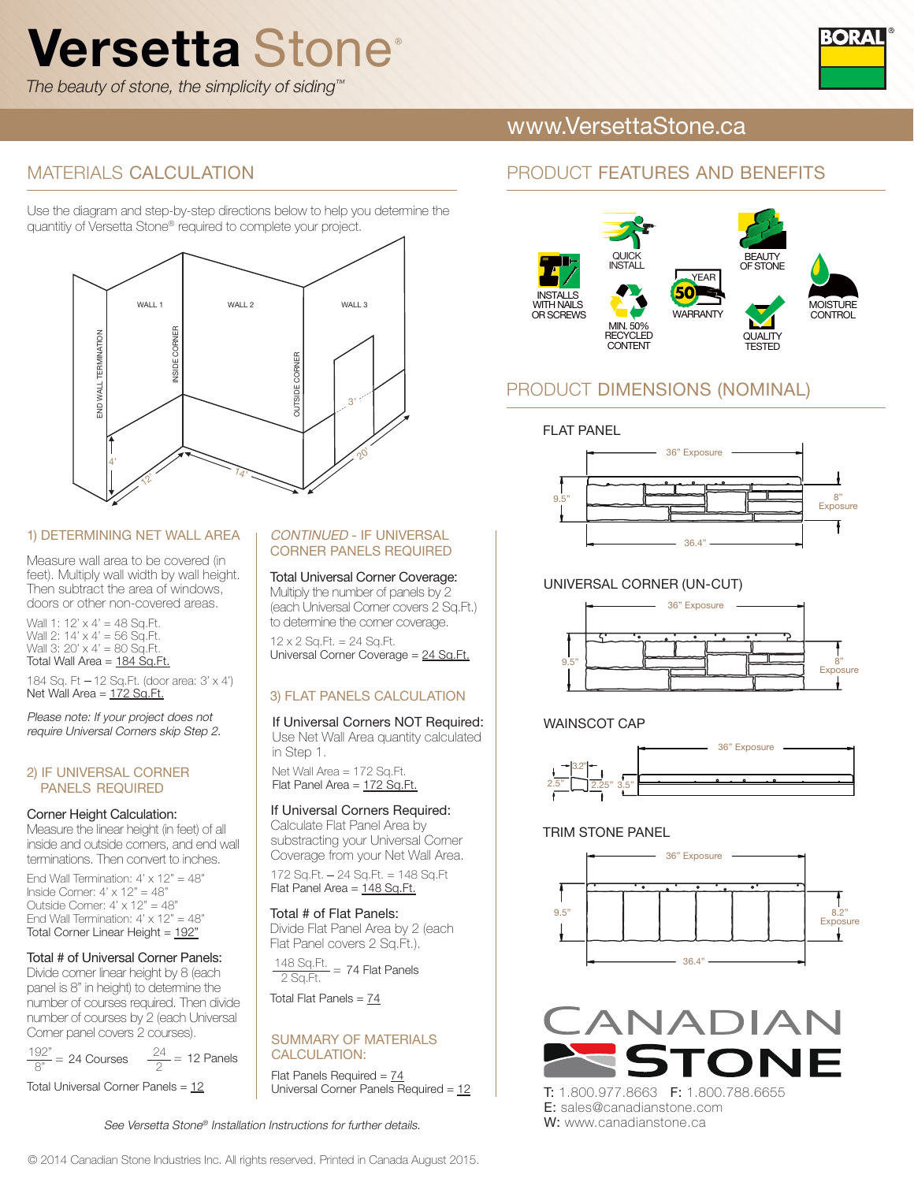# Versetta Stone®

*The beauty of stone, the simplicity of siding™*

www.VersettaStone.ca

## MATERIALS CALCULATION

Use the diagram and step-by-step directions below to help you determine the quantitiy of Versetta Stone® required to complete your project.

WALL 1
WALL 2
WALL 3
END WALL TERMINATION
INSIDE CORNER
OUTSIDE CORNER
4'
12'
14'
20'
3'

### 1) DETERMINING NET WALL AREA

Measure wall area to be covered (in feet). Multiply wall width by wall height. Then subtract the area of windows, doors or other non-covered areas.

Wall 1: 12' x 4' = 48 Sq.Ft.
Wall 2: 14' x 4' = 56 Sq.Ft.
Wall 3: 20' x 4' = 80 Sq.Ft.
Total Wall Area = 184 Sq.Ft.

184 Sq. Ft – 12 Sq.Ft. (door area: 3' x 4')
Net Wall Area = 172 Sq.Ft.

*Please note: If your project does not require Universal Corners skip Step 2.*

### 2) IF UNIVERSAL CORNER PANELS REQUIRED

**Corner Height Calculation:**
Measure the linear height (in feet) of all inside and outside corners, and end wall terminations. Then convert to inches.

End Wall Termination: 4' x 12" = 48"
Inside Corner: 4' x 12" = 48"
Outside Corner: 4' x 12" = 48"
End Wall Termination: 4' x 12" = 48"
Total Corner Linear Height = 192"

**Total # of Universal Corner Panels:**
Divide corner linear height by 8 (each panel is 8" in height) to determine the number of courses required. Then divide number of courses by 2 (each Universal Corner panel covers 2 courses).

$\frac{192"}{8"}$ = 24 Courses    $\frac{24}{2}$ = 12 Panels

Total Universal Corner Panels = 12

### *CONTINUED* - IF UNIVERSAL CORNER PANELS REQUIRED

**Total Universal Corner Coverage:**
Multiply the number of panels by 2 (each Universal Corner covers 2 Sq.Ft.) to determine the corner coverage.

12 x 2 Sq.Ft. = 24 Sq.Ft.
Universal Corner Coverage = 24 Sq.Ft.

### 3) FLAT PANELS CALCULATION

**If Universal Corners NOT Required:**
Use Net Wall Area quantity calculated in Step 1.

Net Wall Area = 172 Sq.Ft.
Flat Panel Area = 172 Sq.Ft.

**If Universal Corners Required:**
Calculate Flat Panel Area by substracting your Universal Corner Coverage from your Net Wall Area.

172 Sq.Ft. – 24 Sq.Ft. = 148 Sq.Ft
Flat Panel Area = 148 Sq.Ft.

**Total # of Flat Panels:**
Divide Flat Panel Area by 2 (each Flat Panel covers 2 Sq.Ft.).

$\frac{148 \text{ Sq.Ft.}}{2 \text{ Sq.Ft.}}$ = 74 Flat Panels

Total Flat Panels = 74

### SUMMARY OF MATERIALS CALCULATION:

Flat Panels Required = 74
Universal Corner Panels Required = 12

*See Versetta Stone® Installation Instructions for further details.*

## PRODUCT FEATURES AND BENEFITS

INSTALLS WITH NAILS OR SCREWS
QUICK INSTALL
MIN. 50% RECYCLED CONTENT
50 YEAR WARRANTY
BEAUTY OF STONE
QUALITY TESTED
MOISTURE CONTROL

## PRODUCT DIMENSIONS (NOMINAL)

### FLAT PANEL

36" Exposure
9.5"
8" Exposure
36.4"

### UNIVERSAL CORNER (UN-CUT)

36" Exposure
9.5"
8" Exposure

### WAINSCOT CAP

36" Exposure
3.2"
2.5"
2.25"
3.5"

### TRIM STONE PANEL

36" Exposure
9.5"
8.2" Exposure
36.4"

CANADIAN STONE

T: 1.800.977.8663 F: 1.800.788.6655
E: sales@canadianstone.com
W: www.canadianstone.ca

© 2014 Canadian Stone Industries Inc. All rights reserved. Printed in Canada August 2015.